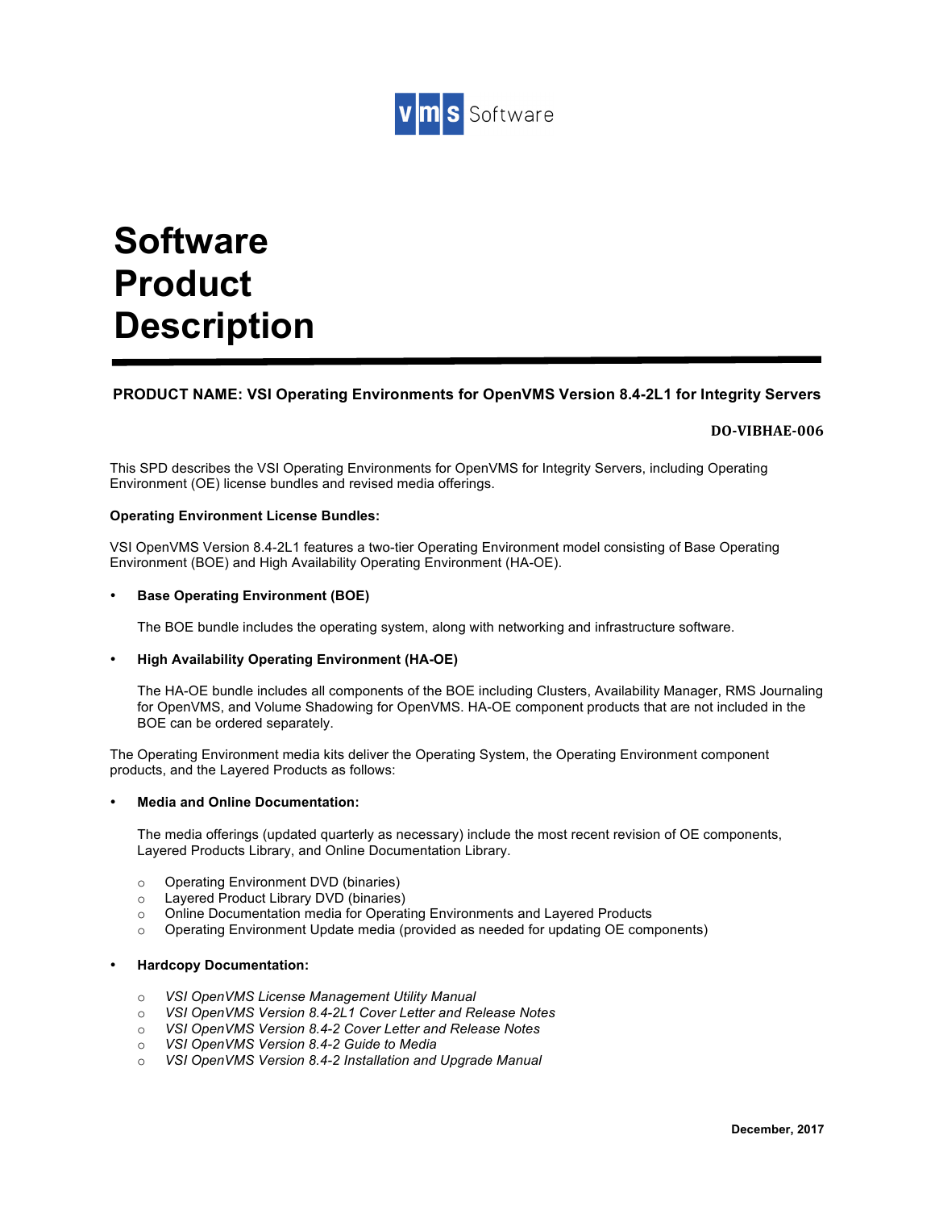vms Software

# Software Product Description

**PRODUCT NAME: VSI Operating Environments for OpenVMS Version 8.4-2L1 for Integrity Servers**

**DO-VIBHAE-006**

This SPD describes the VSI Operating Environments for OpenVMS for Integrity Servers, including Operating Environment (OE) license bundles and revised media offerings.

**Operating Environment License Bundles:**

VSI OpenVMS Version 8.4-2L1 features a two-tier Operating Environment model consisting of Base Operating Environment (BOE) and High Availability Operating Environment (HA-OE).

- **Base Operating Environment (BOE)**

  The BOE bundle includes the operating system, along with networking and infrastructure software.

- **High Availability Operating Environment (HA-OE)**

  The HA-OE bundle includes all components of the BOE including Clusters, Availability Manager, RMS Journaling for OpenVMS, and Volume Shadowing for OpenVMS. HA-OE component products that are not included in the BOE can be ordered separately.

The Operating Environment media kits deliver the Operating System, the Operating Environment component products, and the Layered Products as follows:

- **Media and Online Documentation:**

  The media offerings (updated quarterly as necessary) include the most recent revision of OE components, Layered Products Library, and Online Documentation Library.

  - Operating Environment DVD (binaries)
  - Layered Product Library DVD (binaries)
  - Online Documentation media for Operating Environments and Layered Products
  - Operating Environment Update media (provided as needed for updating OE components)

- **Hardcopy Documentation:**

  - *VSI OpenVMS License Management Utility Manual*
  - *VSI OpenVMS Version 8.4-2L1 Cover Letter and Release Notes*
  - *VSI OpenVMS Version 8.4-2 Cover Letter and Release Notes*
  - *VSI OpenVMS Version 8.4-2 Guide to Media*
  - *VSI OpenVMS Version 8.4-2 Installation and Upgrade Manual*

**December, 2017**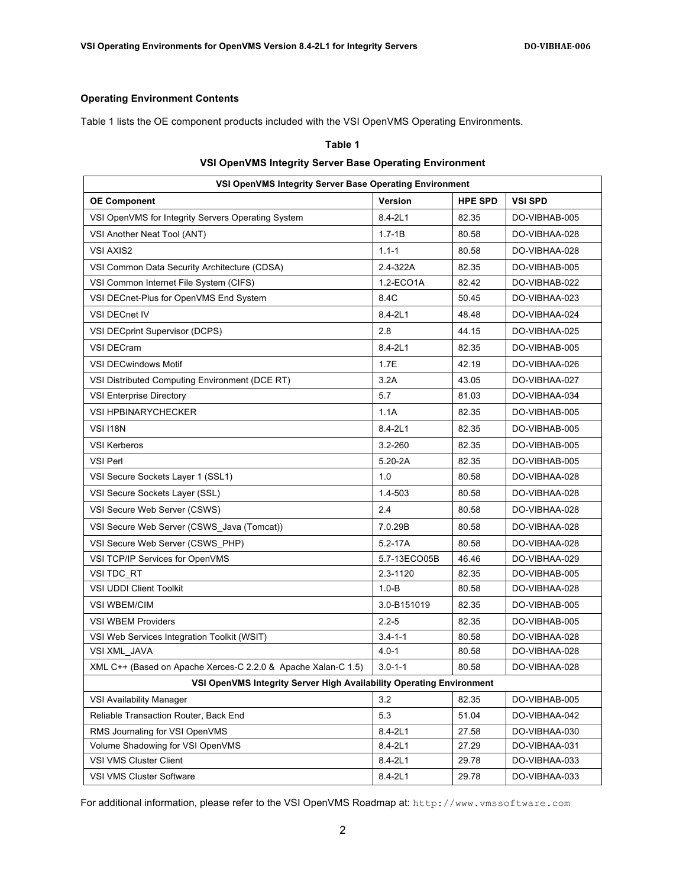### Operating Environment Contents

Table 1 lists the OE component products included with the VSI OpenVMS Operating Environments.

**Table 1**

**VSI OpenVMS Integrity Server Base Operating Environment**

| VSI OpenVMS Integrity Server Base Operating Environment | | | |
|---|---|---|---|
| **OE Component** | **Version** | **HPE SPD** | **VSI SPD** |
| VSI OpenVMS for Integrity Servers Operating System | 8.4-2L1 | 82.35 | DO-VIBHAB-005 |
| VSI Another Neat Tool (ANT) | 1.7-1B | 80.58 | DO-VIBHAA-028 |
| VSI AXIS2 | 1.1-1 | 80.58 | DO-VIBHAA-028 |
| VSI Common Data Security Architecture (CDSA) | 2.4-322A | 82.35 | DO-VIBHAB-005 |
| VSI Common Internet File System (CIFS) | 1.2-ECO1A | 82.42 | DO-VIBHAB-022 |
| VSI DECnet-Plus for OpenVMS End System | 8.4C | 50.45 | DO-VIBHAA-023 |
| VSI DECnet IV | 8.4-2L1 | 48.48 | DO-VIBHAA-024 |
| VSI DECprint Supervisor (DCPS) | 2.8 | 44.15 | DO-VIBHAA-025 |
| VSI DECram | 8.4-2L1 | 82.35 | DO-VIBHAB-005 |
| VSI DECwindows Motif | 1.7E | 42.19 | DO-VIBHAA-026 |
| VSI Distributed Computing Environment (DCE RT) | 3.2A | 43.05 | DO-VIBHAA-027 |
| VSI Enterprise Directory | 5.7 | 81.03 | DO-VIBHAA-034 |
| VSI HPBINARYCHECKER | 1.1A | 82.35 | DO-VIBHAB-005 |
| VSI I18N | 8.4-2L1 | 82.35 | DO-VIBHAB-005 |
| VSI Kerberos | 3.2-260 | 82.35 | DO-VIBHAB-005 |
| VSI Perl | 5.20-2A | 82.35 | DO-VIBHAB-005 |
| VSI Secure Sockets Layer 1 (SSL1) | 1.0 | 80.58 | DO-VIBHAA-028 |
| VSI Secure Sockets Layer (SSL) | 1.4-503 | 80.58 | DO-VIBHAA-028 |
| VSI Secure Web Server (CSWS) | 2.4 | 80.58 | DO-VIBHAA-028 |
| VSI Secure Web Server (CSWS_Java (Tomcat)) | 7.0.29B | 80.58 | DO-VIBHAA-028 |
| VSI Secure Web Server (CSWS_PHP) | 5.2-17A | 80.58 | DO-VIBHAA-028 |
| VSI TCP/IP Services for OpenVMS | 5.7-13ECO05B | 46.46 | DO-VIBHAA-029 |
| VSI TDC_RT | 2.3-1120 | 82.35 | DO-VIBHAB-005 |
| VSI UDDI Client Toolkit | 1.0-B | 80.58 | DO-VIBHAA-028 |
| VSI WBEM/CIM | 3.0-B151019 | 82.35 | DO-VIBHAB-005 |
| VSI WBEM Providers | 2.2-5 | 82.35 | DO-VIBHAB-005 |
| VSI Web Services Integration Toolkit (WSIT) | 3.4-1-1 | 80.58 | DO-VIBHAA-028 |
| VSI XML_JAVA | 4.0-1 | 80.58 | DO-VIBHAA-028 |
| XML C++ (Based on Apache Xerces-C 2.2.0 & Apache Xalan-C 1.5) | 3.0-1-1 | 80.58 | DO-VIBHAA-028 |
| **VSI OpenVMS Integrity Server High Availability Operating Environment** | | | |
| VSI Availability Manager | 3.2 | 82.35 | DO-VIBHAB-005 |
| Reliable Transaction Router, Back End | 5.3 | 51.04 | DO-VIBHAA-042 |
| RMS Journaling for VSI OpenVMS | 8.4-2L1 | 27.58 | DO-VIBHAA-030 |
| Volume Shadowing for VSI OpenVMS | 8.4-2L1 | 27.29 | DO-VIBHAA-031 |
| VSI VMS Cluster Client | 8.4-2L1 | 29.78 | DO-VIBHAA-033 |
| VSI VMS Cluster Software | 8.4-2L1 | 29.78 | DO-VIBHAA-033 |

For additional information, please refer to the VSI OpenVMS Roadmap at: `http://www.vmssoftware.com`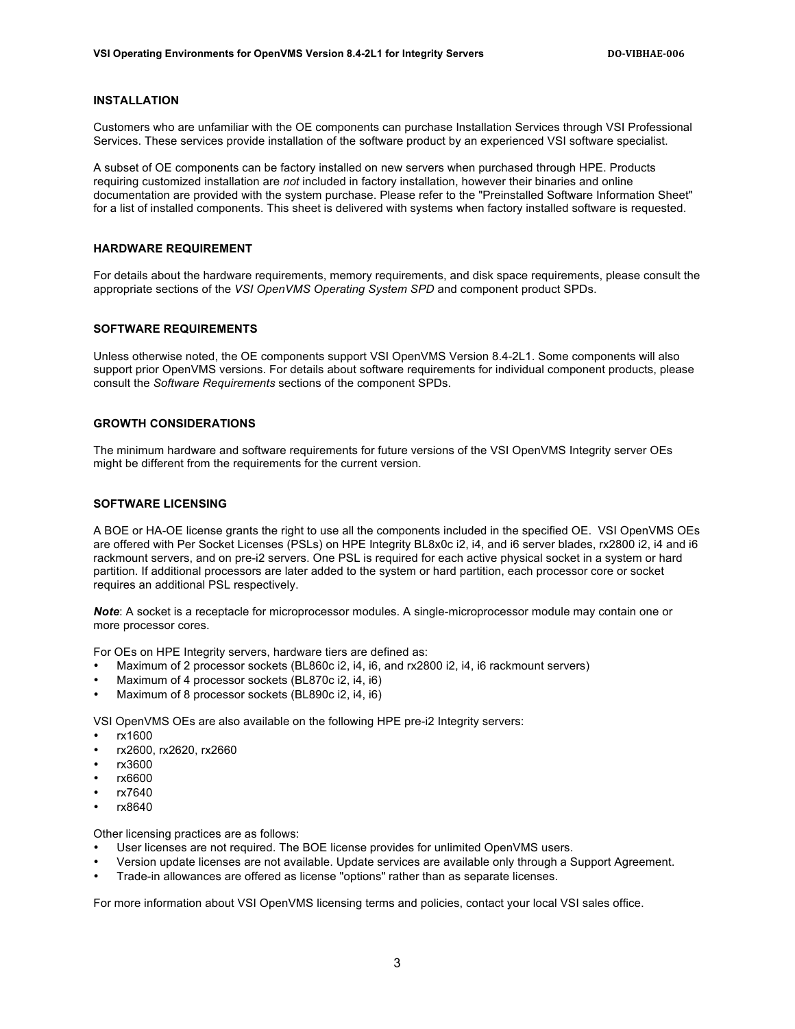## INSTALLATION

Customers who are unfamiliar with the OE components can purchase Installation Services through VSI Professional Services. These services provide installation of the software product by an experienced VSI software specialist.

A subset of OE components can be factory installed on new servers when purchased through HPE. Products requiring customized installation are *not* included in factory installation, however their binaries and online documentation are provided with the system purchase. Please refer to the "Preinstalled Software Information Sheet" for a list of installed components. This sheet is delivered with systems when factory installed software is requested.

## HARDWARE REQUIREMENT

For details about the hardware requirements, memory requirements, and disk space requirements, please consult the appropriate sections of the *VSI OpenVMS Operating System SPD* and component product SPDs.

## SOFTWARE REQUIREMENTS

Unless otherwise noted, the OE components support VSI OpenVMS Version 8.4-2L1. Some components will also support prior OpenVMS versions. For details about software requirements for individual component products, please consult the *Software Requirements* sections of the component SPDs.

## GROWTH CONSIDERATIONS

The minimum hardware and software requirements for future versions of the VSI OpenVMS Integrity server OEs might be different from the requirements for the current version.

## SOFTWARE LICENSING

A BOE or HA-OE license grants the right to use all the components included in the specified OE. VSI OpenVMS OEs are offered with Per Socket Licenses (PSLs) on HPE Integrity BL8x0c i2, i4, and i6 server blades, rx2800 i2, i4 and i6 rackmount servers, and on pre-i2 servers. One PSL is required for each active physical socket in a system or hard partition. If additional processors are later added to the system or hard partition, each processor core or socket requires an additional PSL respectively.

***Note***: A socket is a receptacle for microprocessor modules. A single-microprocessor module may contain one or more processor cores.

For OEs on HPE Integrity servers, hardware tiers are defined as:

- Maximum of 2 processor sockets (BL860c i2, i4, i6, and rx2800 i2, i4, i6 rackmount servers)
- Maximum of 4 processor sockets (BL870c i2, i4, i6)
- Maximum of 8 processor sockets (BL890c i2, i4, i6)

VSI OpenVMS OEs are also available on the following HPE pre-i2 Integrity servers:

- rx1600
- rx2600, rx2620, rx2660
- rx3600
- rx6600
- rx7640
- rx8640

Other licensing practices are as follows:

- User licenses are not required. The BOE license provides for unlimited OpenVMS users.
- Version update licenses are not available. Update services are available only through a Support Agreement.
- Trade-in allowances are offered as license "options" rather than as separate licenses.

For more information about VSI OpenVMS licensing terms and policies, contact your local VSI sales office.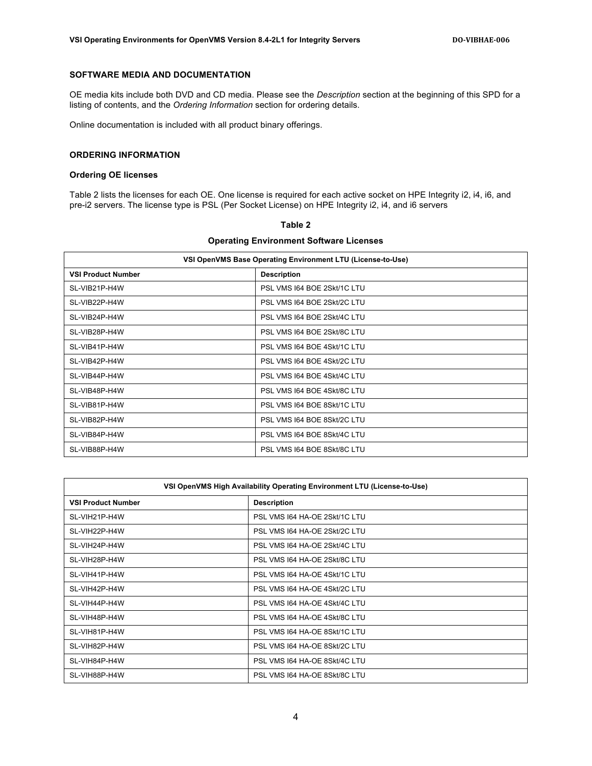## SOFTWARE MEDIA AND DOCUMENTATION

OE media kits include both DVD and CD media. Please see the *Description* section at the beginning of this SPD for a listing of contents, and the *Ordering Information* section for ordering details.

Online documentation is included with all product binary offerings.

## ORDERING INFORMATION

### Ordering OE licenses

Table 2 lists the licenses for each OE. One license is required for each active socket on HPE Integrity i2, i4, i6, and pre-i2 servers. The license type is PSL (Per Socket License) on HPE Integrity i2, i4, and i6 servers

**Table 2**

**Operating Environment Software Licenses**

| VSI OpenVMS Base Operating Environment LTU (License-to-Use) | |
|---|---|
| **VSI Product Number** | **Description** |
| SL-VIB21P-H4W | PSL VMS I64 BOE 2Skt/1C LTU |
| SL-VIB22P-H4W | PSL VMS I64 BOE 2Skt/2C LTU |
| SL-VIB24P-H4W | PSL VMS I64 BOE 2Skt/4C LTU |
| SL-VIB28P-H4W | PSL VMS I64 BOE 2Skt/8C LTU |
| SL-VIB41P-H4W | PSL VMS I64 BOE 4Skt/1C LTU |
| SL-VIB42P-H4W | PSL VMS I64 BOE 4Skt/2C LTU |
| SL-VIB44P-H4W | PSL VMS I64 BOE 4Skt/4C LTU |
| SL-VIB48P-H4W | PSL VMS I64 BOE 4Skt/8C LTU |
| SL-VIB81P-H4W | PSL VMS I64 BOE 8Skt/1C LTU |
| SL-VIB82P-H4W | PSL VMS I64 BOE 8Skt/2C LTU |
| SL-VIB84P-H4W | PSL VMS I64 BOE 8Skt/4C LTU |
| SL-VIB88P-H4W | PSL VMS I64 BOE 8Skt/8C LTU |

| VSI OpenVMS High Availability Operating Environment LTU (License-to-Use) | |
|---|---|
| **VSI Product Number** | **Description** |
| SL-VIH21P-H4W | PSL VMS I64 HA-OE 2Skt/1C LTU |
| SL-VIH22P-H4W | PSL VMS I64 HA-OE 2Skt/2C LTU |
| SL-VIH24P-H4W | PSL VMS I64 HA-OE 2Skt/4C LTU |
| SL-VIH28P-H4W | PSL VMS I64 HA-OE 2Skt/8C LTU |
| SL-VIH41P-H4W | PSL VMS I64 HA-OE 4Skt/1C LTU |
| SL-VIH42P-H4W | PSL VMS I64 HA-OE 4Skt/2C LTU |
| SL-VIH44P-H4W | PSL VMS I64 HA-OE 4Skt/4C LTU |
| SL-VIH48P-H4W | PSL VMS I64 HA-OE 4Skt/8C LTU |
| SL-VIH81P-H4W | PSL VMS I64 HA-OE 8Skt/1C LTU |
| SL-VIH82P-H4W | PSL VMS I64 HA-OE 8Skt/2C LTU |
| SL-VIH84P-H4W | PSL VMS I64 HA-OE 8Skt/4C LTU |
| SL-VIH88P-H4W | PSL VMS I64 HA-OE 8Skt/8C LTU |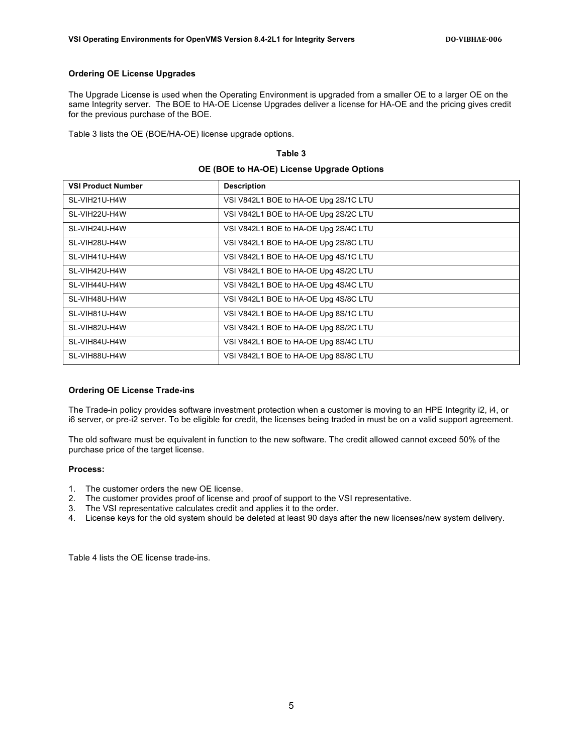### Ordering OE License Upgrades

The Upgrade License is used when the Operating Environment is upgraded from a smaller OE to a larger OE on the same Integrity server. The BOE to HA-OE License Upgrades deliver a license for HA-OE and the pricing gives credit for the previous purchase of the BOE.

Table 3 lists the OE (BOE/HA-OE) license upgrade options.

**Table 3**

**OE (BOE to HA-OE) License Upgrade Options**

| VSI Product Number | Description |
| --- | --- |
| SL-VIH21U-H4W | VSI V842L1 BOE to HA-OE Upg 2S/1C LTU |
| SL-VIH22U-H4W | VSI V842L1 BOE to HA-OE Upg 2S/2C LTU |
| SL-VIH24U-H4W | VSI V842L1 BOE to HA-OE Upg 2S/4C LTU |
| SL-VIH28U-H4W | VSI V842L1 BOE to HA-OE Upg 2S/8C LTU |
| SL-VIH41U-H4W | VSI V842L1 BOE to HA-OE Upg 4S/1C LTU |
| SL-VIH42U-H4W | VSI V842L1 BOE to HA-OE Upg 4S/2C LTU |
| SL-VIH44U-H4W | VSI V842L1 BOE to HA-OE Upg 4S/4C LTU |
| SL-VIH48U-H4W | VSI V842L1 BOE to HA-OE Upg 4S/8C LTU |
| SL-VIH81U-H4W | VSI V842L1 BOE to HA-OE Upg 8S/1C LTU |
| SL-VIH82U-H4W | VSI V842L1 BOE to HA-OE Upg 8S/2C LTU |
| SL-VIH84U-H4W | VSI V842L1 BOE to HA-OE Upg 8S/4C LTU |
| SL-VIH88U-H4W | VSI V842L1 BOE to HA-OE Upg 8S/8C LTU |

### Ordering OE License Trade-ins

The Trade-in policy provides software investment protection when a customer is moving to an HPE Integrity i2, i4, or i6 server, or pre-i2 server. To be eligible for credit, the licenses being traded in must be on a valid support agreement.

The old software must be equivalent in function to the new software. The credit allowed cannot exceed 50% of the purchase price of the target license.

**Process:**

1. The customer orders the new OE license.
2. The customer provides proof of license and proof of support to the VSI representative.
3. The VSI representative calculates credit and applies it to the order.
4. License keys for the old system should be deleted at least 90 days after the new licenses/new system delivery.

Table 4 lists the OE license trade-ins.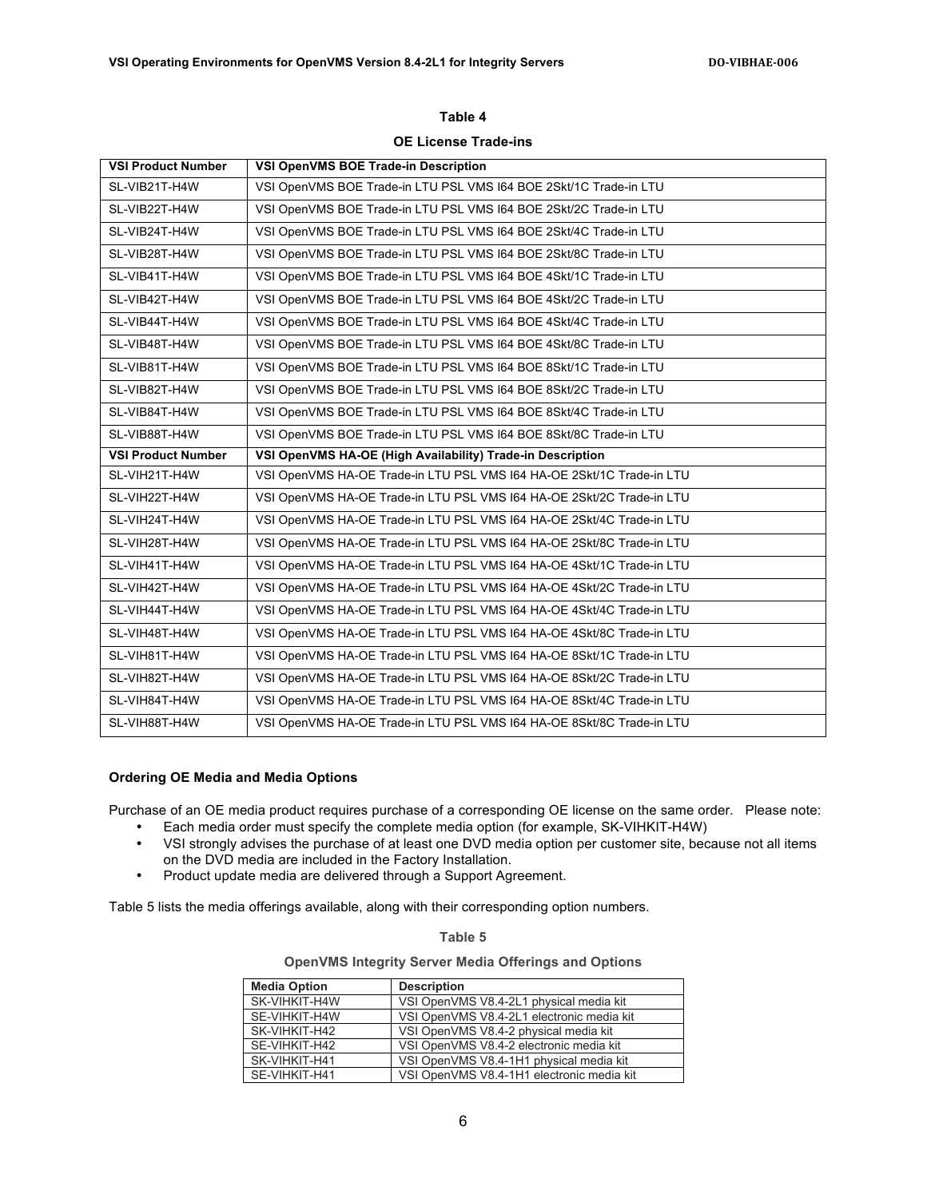**Table 4**

**OE License Trade-ins**

| VSI Product Number | VSI OpenVMS BOE Trade-in Description |
|---|---|
| SL-VIB21T-H4W | VSI OpenVMS BOE Trade-in LTU PSL VMS I64 BOE 2Skt/1C Trade-in LTU |
| SL-VIB22T-H4W | VSI OpenVMS BOE Trade-in LTU PSL VMS I64 BOE 2Skt/2C Trade-in LTU |
| SL-VIB24T-H4W | VSI OpenVMS BOE Trade-in LTU PSL VMS I64 BOE 2Skt/4C Trade-in LTU |
| SL-VIB28T-H4W | VSI OpenVMS BOE Trade-in LTU PSL VMS I64 BOE 2Skt/8C Trade-in LTU |
| SL-VIB41T-H4W | VSI OpenVMS BOE Trade-in LTU PSL VMS I64 BOE 4Skt/1C Trade-in LTU |
| SL-VIB42T-H4W | VSI OpenVMS BOE Trade-in LTU PSL VMS I64 BOE 4Skt/2C Trade-in LTU |
| SL-VIB44T-H4W | VSI OpenVMS BOE Trade-in LTU PSL VMS I64 BOE 4Skt/4C Trade-in LTU |
| SL-VIB48T-H4W | VSI OpenVMS BOE Trade-in LTU PSL VMS I64 BOE 4Skt/8C Trade-in LTU |
| SL-VIB81T-H4W | VSI OpenVMS BOE Trade-in LTU PSL VMS I64 BOE 8Skt/1C Trade-in LTU |
| SL-VIB82T-H4W | VSI OpenVMS BOE Trade-in LTU PSL VMS I64 BOE 8Skt/2C Trade-in LTU |
| SL-VIB84T-H4W | VSI OpenVMS BOE Trade-in LTU PSL VMS I64 BOE 8Skt/4C Trade-in LTU |
| SL-VIB88T-H4W | VSI OpenVMS BOE Trade-in LTU PSL VMS I64 BOE 8Skt/8C Trade-in LTU |
| **VSI Product Number** | **VSI OpenVMS HA-OE (High Availability) Trade-in Description** |
| SL-VIH21T-H4W | VSI OpenVMS HA-OE Trade-in LTU PSL VMS I64 HA-OE 2Skt/1C Trade-in LTU |
| SL-VIH22T-H4W | VSI OpenVMS HA-OE Trade-in LTU PSL VMS I64 HA-OE 2Skt/2C Trade-in LTU |
| SL-VIH24T-H4W | VSI OpenVMS HA-OE Trade-in LTU PSL VMS I64 HA-OE 2Skt/4C Trade-in LTU |
| SL-VIH28T-H4W | VSI OpenVMS HA-OE Trade-in LTU PSL VMS I64 HA-OE 2Skt/8C Trade-in LTU |
| SL-VIH41T-H4W | VSI OpenVMS HA-OE Trade-in LTU PSL VMS I64 HA-OE 4Skt/1C Trade-in LTU |
| SL-VIH42T-H4W | VSI OpenVMS HA-OE Trade-in LTU PSL VMS I64 HA-OE 4Skt/2C Trade-in LTU |
| SL-VIH44T-H4W | VSI OpenVMS HA-OE Trade-in LTU PSL VMS I64 HA-OE 4Skt/4C Trade-in LTU |
| SL-VIH48T-H4W | VSI OpenVMS HA-OE Trade-in LTU PSL VMS I64 HA-OE 4Skt/8C Trade-in LTU |
| SL-VIH81T-H4W | VSI OpenVMS HA-OE Trade-in LTU PSL VMS I64 HA-OE 8Skt/1C Trade-in LTU |
| SL-VIH82T-H4W | VSI OpenVMS HA-OE Trade-in LTU PSL VMS I64 HA-OE 8Skt/2C Trade-in LTU |
| SL-VIH84T-H4W | VSI OpenVMS HA-OE Trade-in LTU PSL VMS I64 HA-OE 8Skt/4C Trade-in LTU |
| SL-VIH88T-H4W | VSI OpenVMS HA-OE Trade-in LTU PSL VMS I64 HA-OE 8Skt/8C Trade-in LTU |

**Ordering OE Media and Media Options**

Purchase of an OE media product requires purchase of a corresponding OE license on the same order. Please note:

- Each media order must specify the complete media option (for example, SK-VIHKIT-H4W)
- VSI strongly advises the purchase of at least one DVD media option per customer site, because not all items on the DVD media are included in the Factory Installation.
- Product update media are delivered through a Support Agreement.

Table 5 lists the media offerings available, along with their corresponding option numbers.

**Table 5**

**OpenVMS Integrity Server Media Offerings and Options**

| Media Option | Description |
|---|---|
| SK-VIHKIT-H4W | VSI OpenVMS V8.4-2L1 physical media kit |
| SE-VIHKIT-H4W | VSI OpenVMS V8.4-2L1 electronic media kit |
| SK-VIHKIT-H42 | VSI OpenVMS V8.4-2 physical media kit |
| SE-VIHKIT-H42 | VSI OpenVMS V8.4-2 electronic media kit |
| SK-VIHKIT-H41 | VSI OpenVMS V8.4-1H1 physical media kit |
| SE-VIHKIT-H41 | VSI OpenVMS V8.4-1H1 electronic media kit |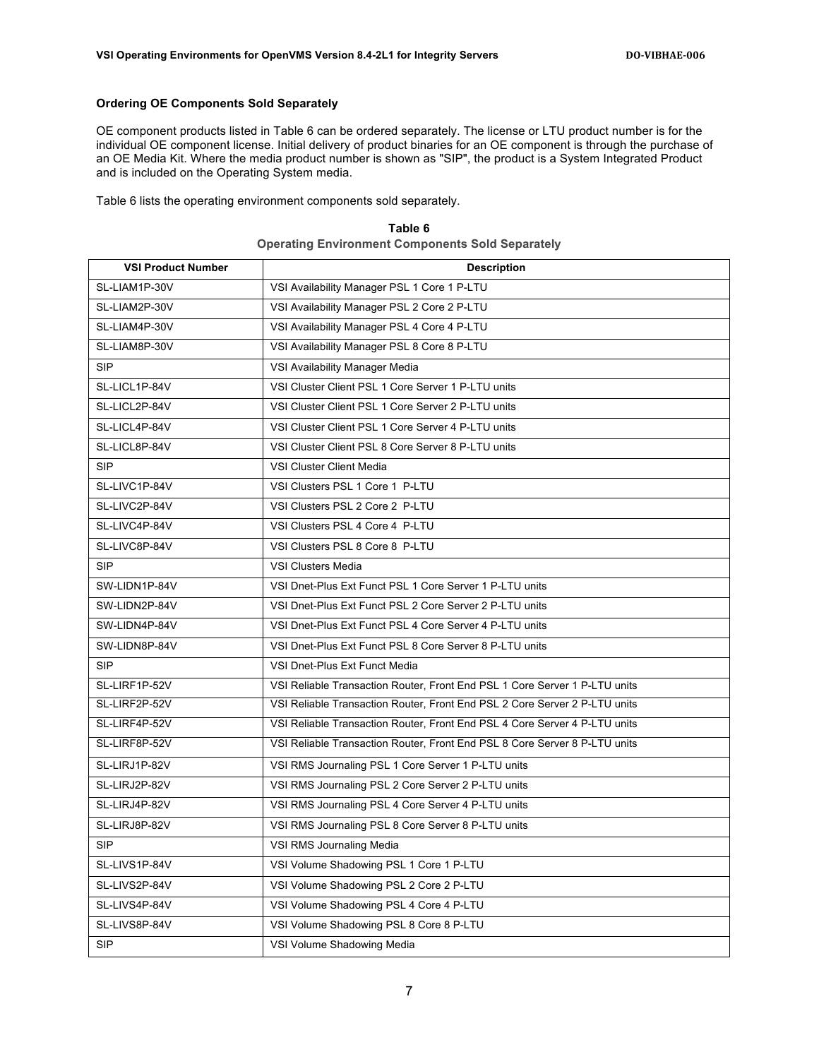### Ordering OE Components Sold Separately

OE component products listed in Table 6 can be ordered separately. The license or LTU product number is for the individual OE component license. Initial delivery of product binaries for an OE component is through the purchase of an OE Media Kit. Where the media product number is shown as "SIP", the product is a System Integrated Product and is included on the Operating System media.

Table 6 lists the operating environment components sold separately.

**Table 6**
**Operating Environment Components Sold Separately**

| VSI Product Number | Description |
|---|---|
| SL-LIAM1P-30V | VSI Availability Manager PSL 1 Core 1 P-LTU |
| SL-LIAM2P-30V | VSI Availability Manager PSL 2 Core 2 P-LTU |
| SL-LIAM4P-30V | VSI Availability Manager PSL 4 Core 4 P-LTU |
| SL-LIAM8P-30V | VSI Availability Manager PSL 8 Core 8 P-LTU |
| SIP | VSI Availability Manager Media |
| SL-LICL1P-84V | VSI Cluster Client PSL 1 Core Server 1 P-LTU units |
| SL-LICL2P-84V | VSI Cluster Client PSL 1 Core Server 2 P-LTU units |
| SL-LICL4P-84V | VSI Cluster Client PSL 1 Core Server 4 P-LTU units |
| SL-LICL8P-84V | VSI Cluster Client PSL 8 Core Server 8 P-LTU units |
| SIP | VSI Cluster Client Media |
| SL-LIVC1P-84V | VSI Clusters PSL 1 Core 1 P-LTU |
| SL-LIVC2P-84V | VSI Clusters PSL 2 Core 2 P-LTU |
| SL-LIVC4P-84V | VSI Clusters PSL 4 Core 4 P-LTU |
| SL-LIVC8P-84V | VSI Clusters PSL 8 Core 8 P-LTU |
| SIP | VSI Clusters Media |
| SW-LIDN1P-84V | VSI Dnet-Plus Ext Funct PSL 1 Core Server 1 P-LTU units |
| SW-LIDN2P-84V | VSI Dnet-Plus Ext Funct PSL 2 Core Server 2 P-LTU units |
| SW-LIDN4P-84V | VSI Dnet-Plus Ext Funct PSL 4 Core Server 4 P-LTU units |
| SW-LIDN8P-84V | VSI Dnet-Plus Ext Funct PSL 8 Core Server 8 P-LTU units |
| SIP | VSI Dnet-Plus Ext Funct Media |
| SL-LIRF1P-52V | VSI Reliable Transaction Router, Front End PSL 1 Core Server 1 P-LTU units |
| SL-LIRF2P-52V | VSI Reliable Transaction Router, Front End PSL 2 Core Server 2 P-LTU units |
| SL-LIRF4P-52V | VSI Reliable Transaction Router, Front End PSL 4 Core Server 4 P-LTU units |
| SL-LIRF8P-52V | VSI Reliable Transaction Router, Front End PSL 8 Core Server 8 P-LTU units |
| SL-LIRJ1P-82V | VSI RMS Journaling PSL 1 Core Server 1 P-LTU units |
| SL-LIRJ2P-82V | VSI RMS Journaling PSL 2 Core Server 2 P-LTU units |
| SL-LIRJ4P-82V | VSI RMS Journaling PSL 4 Core Server 4 P-LTU units |
| SL-LIRJ8P-82V | VSI RMS Journaling PSL 8 Core Server 8 P-LTU units |
| SIP | VSI RMS Journaling Media |
| SL-LIVS1P-84V | VSI Volume Shadowing PSL 1 Core 1 P-LTU |
| SL-LIVS2P-84V | VSI Volume Shadowing PSL 2 Core 2 P-LTU |
| SL-LIVS4P-84V | VSI Volume Shadowing PSL 4 Core 4 P-LTU |
| SL-LIVS8P-84V | VSI Volume Shadowing PSL 8 Core 8 P-LTU |
| SIP | VSI Volume Shadowing Media |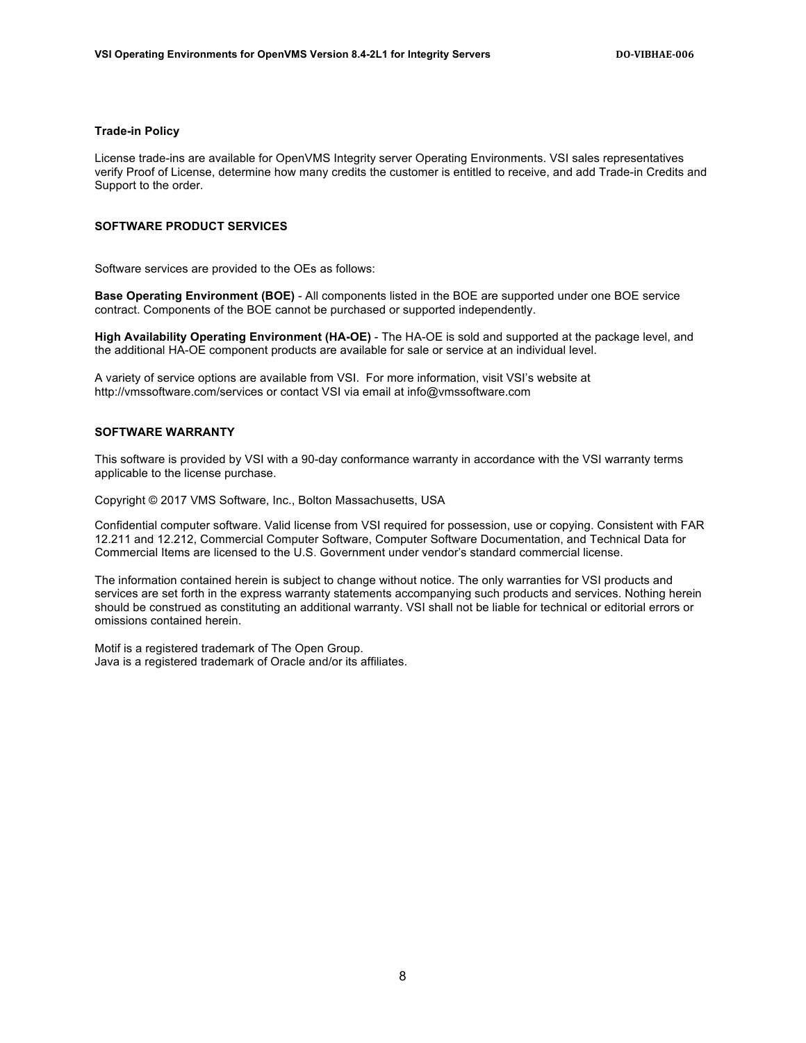**Trade-in Policy**

License trade-ins are available for OpenVMS Integrity server Operating Environments. VSI sales representatives verify Proof of License, determine how many credits the customer is entitled to receive, and add Trade-in Credits and Support to the order.

## SOFTWARE PRODUCT SERVICES

Software services are provided to the OEs as follows:

**Base Operating Environment (BOE)** - All components listed in the BOE are supported under one BOE service contract. Components of the BOE cannot be purchased or supported independently.

**High Availability Operating Environment (HA-OE)** - The HA-OE is sold and supported at the package level, and the additional HA-OE component products are available for sale or service at an individual level.

A variety of service options are available from VSI. For more information, visit VSI's website at http://vmssoftware.com/services or contact VSI via email at info@vmssoftware.com

## SOFTWARE WARRANTY

This software is provided by VSI with a 90-day conformance warranty in accordance with the VSI warranty terms applicable to the license purchase.

Copyright © 2017 VMS Software, Inc., Bolton Massachusetts, USA

Confidential computer software. Valid license from VSI required for possession, use or copying. Consistent with FAR 12.211 and 12.212, Commercial Computer Software, Computer Software Documentation, and Technical Data for Commercial Items are licensed to the U.S. Government under vendor's standard commercial license.

The information contained herein is subject to change without notice. The only warranties for VSI products and services are set forth in the express warranty statements accompanying such products and services. Nothing herein should be construed as constituting an additional warranty. VSI shall not be liable for technical or editorial errors or omissions contained herein.

Motif is a registered trademark of The Open Group.
Java is a registered trademark of Oracle and/or its affiliates.